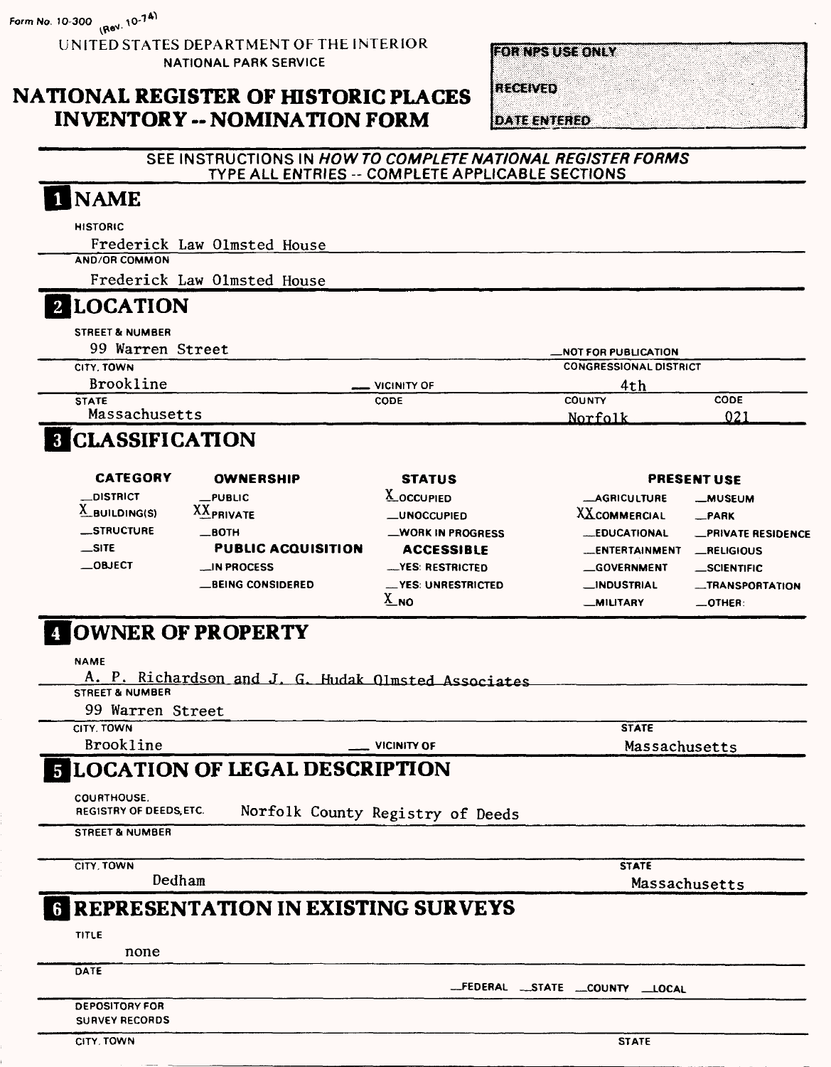Form No. 10-300 (Rev. 10-74)

UNITED STATES DEPARTMENT OF THE INTERIOR
NATIONAL PARK SERVICE

# NATIONAL REGISTER OF HISTORIC PLACES INVENTORY -- NOMINATION FORM

| FOR NPS USE ONLY |
|---|
| RECEIVED |
| DATE ENTERED |

SEE INSTRUCTIONS IN *HOW TO COMPLETE NATIONAL REGISTER FORMS*
TYPE ALL ENTRIES -- COMPLETE APPLICABLE SECTIONS

## 1 NAME

HISTORIC
Frederick Law Olmsted House

AND/OR COMMON
Frederick Law Olmsted House

## 2 LOCATION

STREET & NUMBER
99 Warren Street

__NOT FOR PUBLICATION

CITY, TOWN
Brookline

__ VICINITY OF

CONGRESSIONAL DISTRICT
4th

STATE
Massachusetts

CODE

COUNTY
Norfolk

CODE
021

## 3 CLASSIFICATION

| CATEGORY | OWNERSHIP | STATUS | PRESENT USE | |
|---|---|---|---|---|
| __DISTRICT | __PUBLIC | X OCCUPIED | __AGRICULTURE | __MUSEUM |
| X BUILDING(S) | XX PRIVATE | __UNOCCUPIED | XX COMMERCIAL | __PARK |
| __STRUCTURE | __BOTH | __WORK IN PROGRESS | __EDUCATIONAL | __PRIVATE RESIDENCE |
| __SITE | **PUBLIC ACQUISITION** | **ACCESSIBLE** | __ENTERTAINMENT | __RELIGIOUS |
| __OBJECT | __IN PROCESS | __YES: RESTRICTED | __GOVERNMENT | __SCIENTIFIC |
| | __BEING CONSIDERED | __YES: UNRESTRICTED | __INDUSTRIAL | __TRANSPORTATION |
| | | X NO | __MILITARY | __OTHER: |

## 4 OWNER OF PROPERTY

NAME
A. P. Richardson and J. G. Hudak Olmsted Associates

STREET & NUMBER
99 Warren Street

CITY, TOWN
Brookline

__ VICINITY OF

STATE
Massachusetts

## 5 LOCATION OF LEGAL DESCRIPTION

COURTHOUSE, REGISTRY OF DEEDS, ETC.
Norfolk County Registry of Deeds

STREET & NUMBER

CITY, TOWN
Dedham

STATE
Massachusetts

## 6 REPRESENTATION IN EXISTING SURVEYS

TITLE
none

DATE

__FEDERAL __STATE __COUNTY __LOCAL

DEPOSITORY FOR SURVEY RECORDS

CITY, TOWN

STATE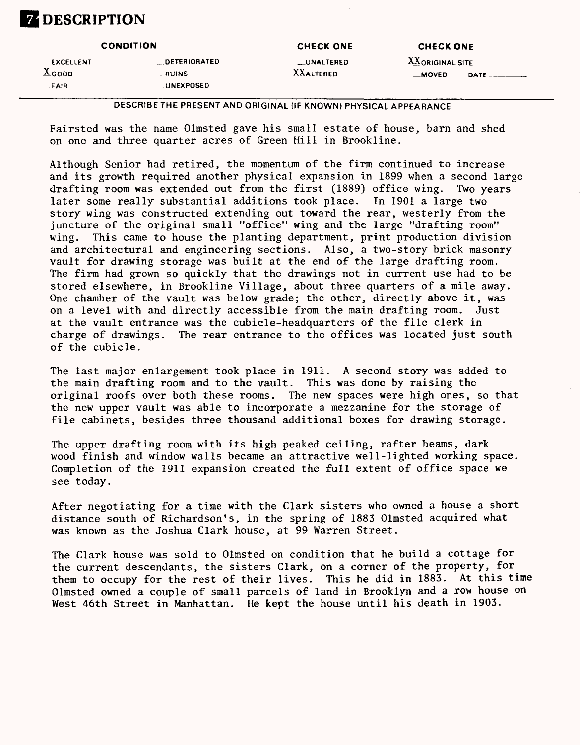# 7 DESCRIPTION

| CONDITION | | CHECK ONE | CHECK ONE |
|---|---|---|---|
| __EXCELLENT | __DETERIORATED | __UNALTERED | XX ORIGINAL SITE |
| X GOOD | __RUINS | XX ALTERED | __MOVED DATE______ |
| __FAIR | __UNEXPOSED | | |

DESCRIBE THE PRESENT AND ORIGINAL (IF KNOWN) PHYSICAL APPEARANCE

Fairsted was the name Olmsted gave his small estate of house, barn and shed on one and three quarter acres of Green Hill in Brookline.

Although Senior had retired, the momentum of the firm continued to increase and its growth required another physical expansion in 1899 when a second large drafting room was extended out from the first (1889) office wing. Two years later some really substantial additions took place. In 1901 a large two story wing was constructed extending out toward the rear, westerly from the juncture of the original small "office" wing and the large "drafting room" wing. This came to house the planting department, print production division and architectural and engineering sections. Also, a two-story brick masonry vault for drawing storage was built at the end of the large drafting room. The firm had grown so quickly that the drawings not in current use had to be stored elsewhere, in Brookline Village, about three quarters of a mile away. One chamber of the vault was below grade; the other, directly above it, was on a level with and directly accessible from the main drafting room. Just at the vault entrance was the cubicle-headquarters of the file clerk in charge of drawings. The rear entrance to the offices was located just south of the cubicle.

The last major enlargement took place in 1911. A second story was added to the main drafting room and to the vault. This was done by raising the original roofs over both these rooms. The new spaces were high ones, so that the new upper vault was able to incorporate a mezzanine for the storage of file cabinets, besides three thousand additional boxes for drawing storage.

The upper drafting room with its high peaked ceiling, rafter beams, dark wood finish and window walls became an attractive well-lighted working space. Completion of the 1911 expansion created the full extent of office space we see today.

After negotiating for a time with the Clark sisters who owned a house a short distance south of Richardson's, in the spring of 1883 Olmsted acquired what was known as the Joshua Clark house, at 99 Warren Street.

The Clark house was sold to Olmsted on condition that he build a cottage for the current descendants, the sisters Clark, on a corner of the property, for them to occupy for the rest of their lives. This he did in 1883. At this time Olmsted owned a couple of small parcels of land in Brooklyn and a row house on West 46th Street in Manhattan. He kept the house until his death in 1903.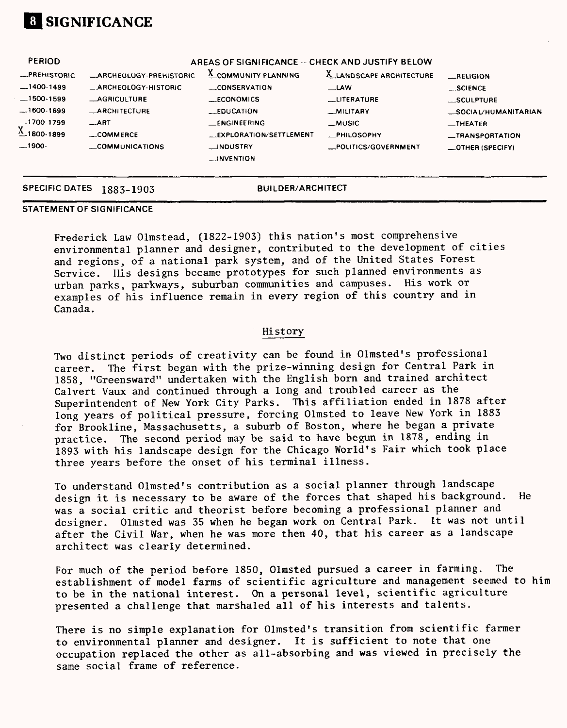# 8 SIGNIFICANCE

| PERIOD | AREAS OF SIGNIFICANCE -- CHECK AND JUSTIFY BELOW | | | |
|---|---|---|---|---|
| __PREHISTORIC | __ARCHEOLOGY-PREHISTORIC | X COMMUNITY PLANNING | X LANDSCAPE ARCHITECTURE | __RELIGION |
| __1400-1499 | __ARCHEOLOGY-HISTORIC | __CONSERVATION | __LAW | __SCIENCE |
| __1500-1599 | __AGRICULTURE | __ECONOMICS | __LITERATURE | __SCULPTURE |
| __1600-1699 | __ARCHITECTURE | __EDUCATION | __MILITARY | __SOCIAL/HUMANITARIAN |
| __1700-1799 | __ART | __ENGINEERING | __MUSIC | __THEATER |
| X 1800-1899 | __COMMERCE | __EXPLORATION/SETTLEMENT | __PHILOSOPHY | __TRANSPORTATION |
| __1900- | __COMMUNICATIONS | __INDUSTRY | __POLITICS/GOVERNMENT | __OTHER (SPECIFY) |
| | | __INVENTION | | |

SPECIFIC DATES 1883-1903 BUILDER/ARCHITECT

STATEMENT OF SIGNIFICANCE

Frederick Law Olmstead, (1822-1903) this nation's most comprehensive environmental planner and designer, contributed to the development of cities and regions, of a national park system, and of the United States Forest Service. His designs became prototypes for such planned environments as urban parks, parkways, suburban communities and campuses. His work or examples of his influence remain in every region of this country and in Canada.

## History

Two distinct periods of creativity can be found in Olmsted's professional career. The first began with the prize-winning design for Central Park in 1858, "Greensward" undertaken with the English born and trained architect Calvert Vaux and continued through a long and troubled career as the Superintendent of New York City Parks. This affiliation ended in 1878 after long years of political pressure, forcing Olmsted to leave New York in 1883 for Brookline, Massachusetts, a suburb of Boston, where he began a private practice. The second period may be said to have begun in 1878, ending in 1893 with his landscape design for the Chicago World's Fair which took place three years before the onset of his terminal illness.

To understand Olmsted's contribution as a social planner through landscape design it is necessary to be aware of the forces that shaped his background. He was a social critic and theorist before becoming a professional planner and designer. Olmsted was 35 when he began work on Central Park. It was not until after the Civil War, when he was more then 40, that his career as a landscape architect was clearly determined.

For much of the period before 1850, Olmsted pursued a career in farming. The establishment of model farms of scientific agriculture and management seemed to him to be in the national interest. On a personal level, scientific agriculture presented a challenge that marshaled all of his interests and talents.

There is no simple explanation for Olmsted's transition from scientific farmer to environmental planner and designer. It is sufficient to note that one occupation replaced the other as all-absorbing and was viewed in precisely the same social frame of reference.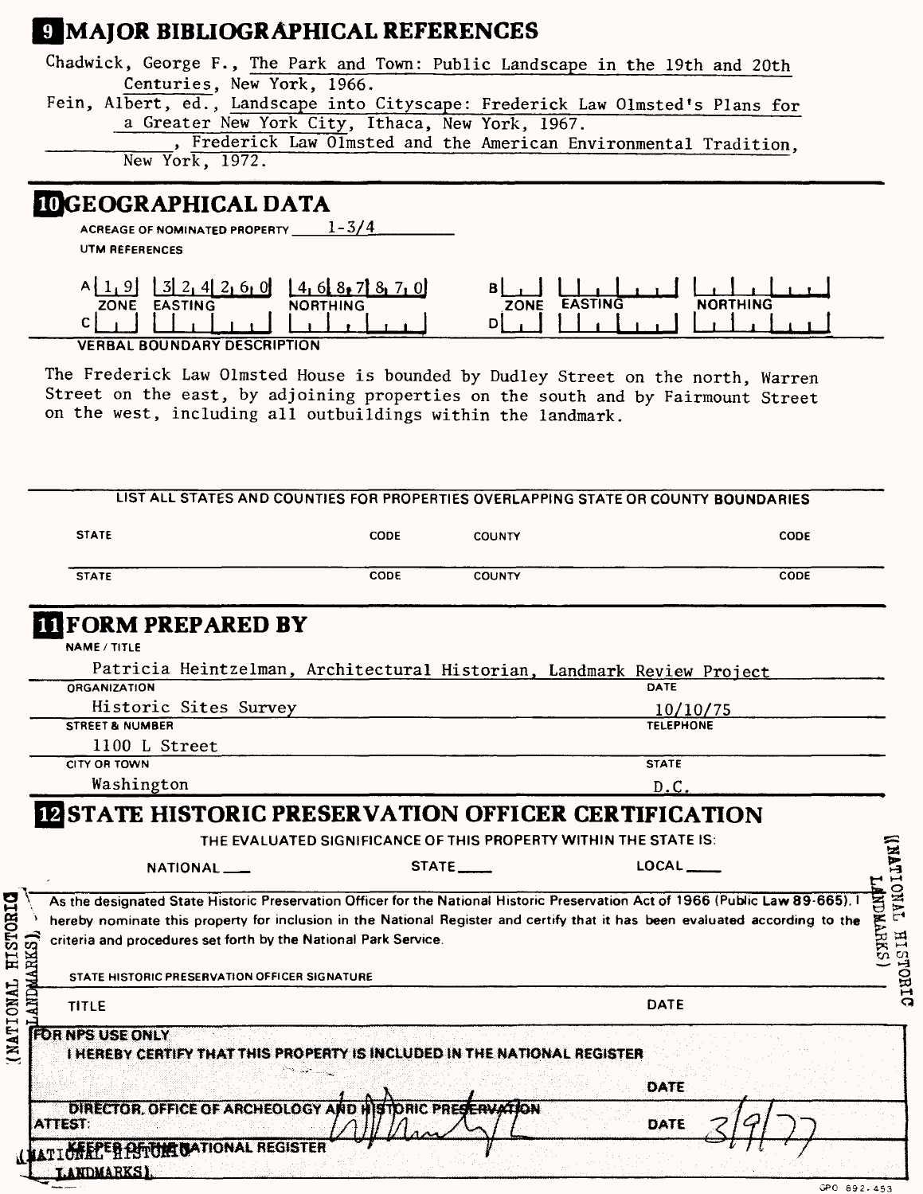## 9 MAJOR BIBLIOGRAPHICAL REFERENCES

Chadwick, George F., The Park and Town: Public Landscape in the 19th and 20th Centuries, New York, 1966.

Fein, Albert, ed., Landscape into Cityscape: Frederick Law Olmsted's Plans for a Greater New York City, Ithaca, New York, 1967.

_________, Frederick Law Olmsted and the American Environmental Tradition, New York, 1972.

## 10 GEOGRAPHICAL DATA

ACREAGE OF NOMINATED PROPERTY 1-3/4

UTM REFERENCES

| | ZONE | EASTING | NORTHING | | ZONE | EASTING | NORTHING |
|---|---|---|---|---|---|---|---|
| A | 19 | 324260 | 4687870 | B | | | |
| C | | | | D | | | |

VERBAL BOUNDARY DESCRIPTION

The Frederick Law Olmsted House is bounded by Dudley Street on the north, Warren Street on the east, by adjoining properties on the south and by Fairmount Street on the west, including all outbuildings within the landmark.

LIST ALL STATES AND COUNTIES FOR PROPERTIES OVERLAPPING STATE OR COUNTY BOUNDARIES

| STATE | CODE | COUNTY | CODE |
|---|---|---|---|
| STATE | CODE | COUNTY | CODE |

## 11 FORM PREPARED BY

NAME / TITLE

Patricia Heintzelman, Architectural Historian, Landmark Review Project

ORGANIZATION: Historic Sites Survey

DATE: 10/10/75

STREET & NUMBER: 1100 L Street

TELEPHONE:

CITY OR TOWN: Washington

STATE: D.C.

## 12 STATE HISTORIC PRESERVATION OFFICER CERTIFICATION

THE EVALUATED SIGNIFICANCE OF THIS PROPERTY WITHIN THE STATE IS:

NATIONAL ___ STATE ___ LOCAL ___

As the designated State Historic Preservation Officer for the National Historic Preservation Act of 1966 (Public Law 89-665). I hereby nominate this property for inclusion in the National Register and certify that it has been evaluated according to the criteria and procedures set forth by the National Park Service.

STATE HISTORIC PRESERVATION OFFICER SIGNATURE

TITLE

DATE

(NATIONAL HISTORIC LANDMARKS)

FOR NPS USE ONLY

I HEREBY CERTIFY THAT THIS PROPERTY IS INCLUDED IN THE NATIONAL REGISTER

DATE

DIRECTOR, OFFICE OF ARCHEOLOGY AND HISTORIC PRESERVATION

ATTEST:

DATE 3/9/77

KEEPER OF THE NATIONAL REGISTER

(NATIONAL HISTORIC LANDMARKS)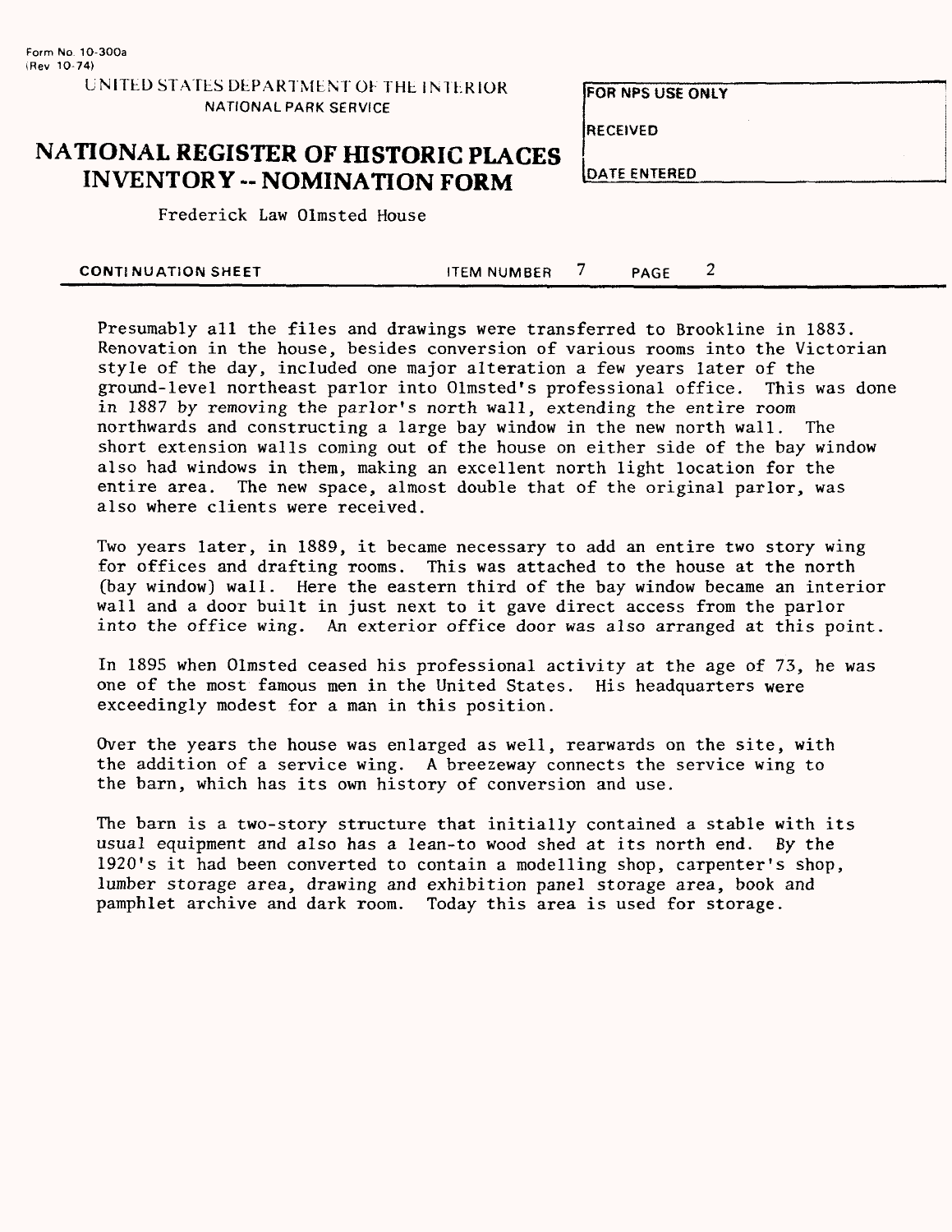Presumably all the files and drawings were transferred to Brookline in 1883. Renovation in the house, besides conversion of various rooms into the Victorian style of the day, included one major alteration a few years later of the ground-level northeast parlor into Olmsted's professional office. This was done in 1887 by removing the parlor's north wall, extending the entire room northwards and constructing a large bay window in the new north wall. The short extension walls coming out of the house on either side of the bay window also had windows in them, making an excellent north light location for the entire area. The new space, almost double that of the original parlor, was also where clients were received.

Two years later, in 1889, it became necessary to add an entire two story wing for offices and drafting rooms. This was attached to the house at the north (bay window) wall. Here the eastern third of the bay window became an interior wall and a door built in just next to it gave direct access from the parlor into the office wing. An exterior office door was also arranged at this point.

In 1895 when Olmsted ceased his professional activity at the age of 73, he was one of the most famous men in the United States. His headquarters were exceedingly modest for a man in this position.

Over the years the house was enlarged as well, rearwards on the site, with the addition of a service wing. A breezeway connects the service wing to the barn, which has its own history of conversion and use.

The barn is a two-story structure that initially contained a stable with its usual equipment and also has a lean-to wood shed at its north end. By the 1920's it had been converted to contain a modelling shop, carpenter's shop, lumber storage area, drawing and exhibition panel storage area, book and pamphlet archive and dark room. Today this area is used for storage.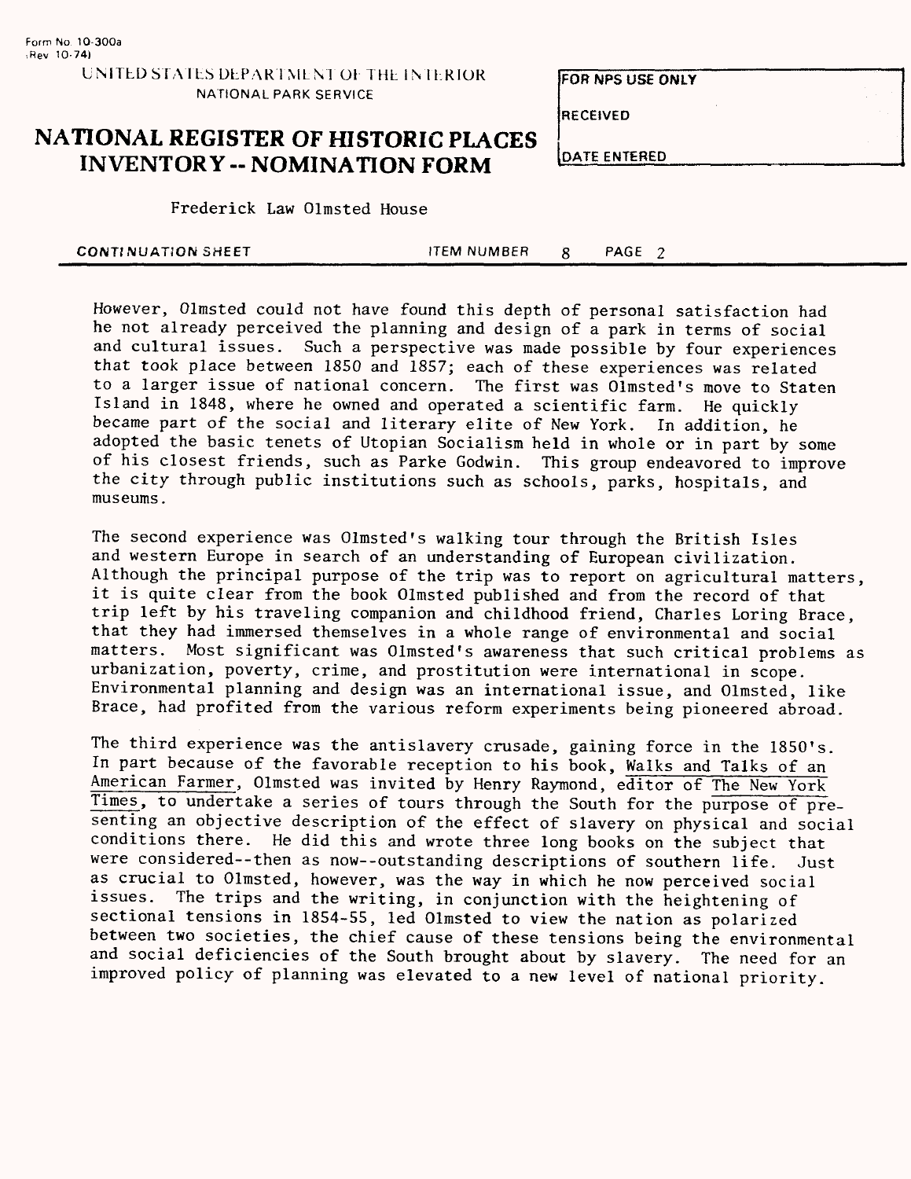Frederick Law Olmsted House

CONTINUATION SHEET ITEM NUMBER 8 PAGE 2

However, Olmsted could not have found this depth of personal satisfaction had he not already perceived the planning and design of a park in terms of social and cultural issues. Such a perspective was made possible by four experiences that took place between 1850 and 1857; each of these experiences was related to a larger issue of national concern. The first was Olmsted's move to Staten Island in 1848, where he owned and operated a scientific farm. He quickly became part of the social and literary elite of New York. In addition, he adopted the basic tenets of Utopian Socialism held in whole or in part by some of his closest friends, such as Parke Godwin. This group endeavored to improve the city through public institutions such as schools, parks, hospitals, and museums.

The second experience was Olmsted's walking tour through the British Isles and western Europe in search of an understanding of European civilization. Although the principal purpose of the trip was to report on agricultural matters, it is quite clear from the book Olmsted published and from the record of that trip left by his traveling companion and childhood friend, Charles Loring Brace, that they had immersed themselves in a whole range of environmental and social matters. Most significant was Olmsted's awareness that such critical problems as urbanization, poverty, crime, and prostitution were international in scope. Environmental planning and design was an international issue, and Olmsted, like Brace, had profited from the various reform experiments being pioneered abroad.

The third experience was the antislavery crusade, gaining force in the 1850's. In part because of the favorable reception to his book, Walks and Talks of an American Farmer, Olmsted was invited by Henry Raymond, editor of The New York Times, to undertake a series of tours through the South for the purpose of presenting an objective description of the effect of slavery on physical and social conditions there. He did this and wrote three long books on the subject that were considered--then as now--outstanding descriptions of southern life. Just as crucial to Olmsted, however, was the way in which he now perceived social issues. The trips and the writing, in conjunction with the heightening of sectional tensions in 1854-55, led Olmsted to view the nation as polarized between two societies, the chief cause of these tensions being the environmental and social deficiencies of the South brought about by slavery. The need for an improved policy of planning was elevated to a new level of national priority.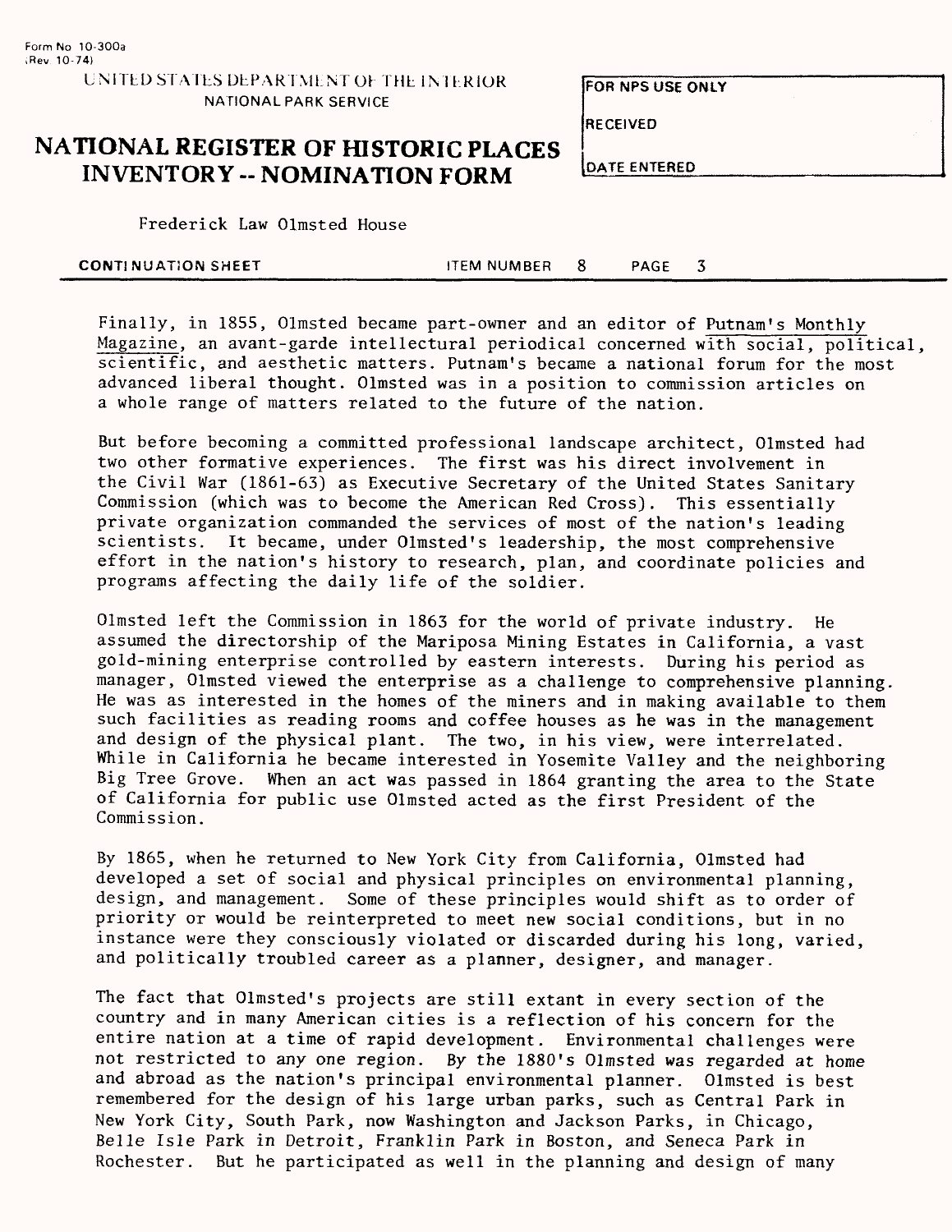Frederick Law Olmsted House

CONTINUATION SHEET ITEM NUMBER 8 PAGE 3

Finally, in 1855, Olmsted became part-owner and an editor of Putnam's Monthly Magazine, an avant-garde intellectural periodical concerned with social, political, scientific, and aesthetic matters. Putnam's became a national forum for the most advanced liberal thought. Olmsted was in a position to commission articles on a whole range of matters related to the future of the nation.

But before becoming a committed professional landscape architect, Olmsted had two other formative experiences. The first was his direct involvement in the Civil War (1861-63) as Executive Secretary of the United States Sanitary Commission (which was to become the American Red Cross). This essentially private organization commanded the services of most of the nation's leading scientists. It became, under Olmsted's leadership, the most comprehensive effort in the nation's history to research, plan, and coordinate policies and programs affecting the daily life of the soldier.

Olmsted left the Commission in 1863 for the world of private industry. He assumed the directorship of the Mariposa Mining Estates in California, a vast gold-mining enterprise controlled by eastern interests. During his period as manager, Olmsted viewed the enterprise as a challenge to comprehensive planning. He was as interested in the homes of the miners and in making available to them such facilities as reading rooms and coffee houses as he was in the management and design of the physical plant. The two, in his view, were interrelated. While in California he became interested in Yosemite Valley and the neighboring Big Tree Grove. When an act was passed in 1864 granting the area to the State of California for public use Olmsted acted as the first President of the Commission.

By 1865, when he returned to New York City from California, Olmsted had developed a set of social and physical principles on environmental planning, design, and management. Some of these principles would shift as to order of priority or would be reinterpreted to meet new social conditions, but in no instance were they consciously violated or discarded during his long, varied, and politically troubled career as a planner, designer, and manager.

The fact that Olmsted's projects are still extant in every section of the country and in many American cities is a reflection of his concern for the entire nation at a time of rapid development. Environmental challenges were not restricted to any one region. By the 1880's Olmsted was regarded at home and abroad as the nation's principal environmental planner. Olmsted is best remembered for the design of his large urban parks, such as Central Park in New York City, South Park, now Washington and Jackson Parks, in Chicago, Belle Isle Park in Detroit, Franklin Park in Boston, and Seneca Park in Rochester. But he participated as well in the planning and design of many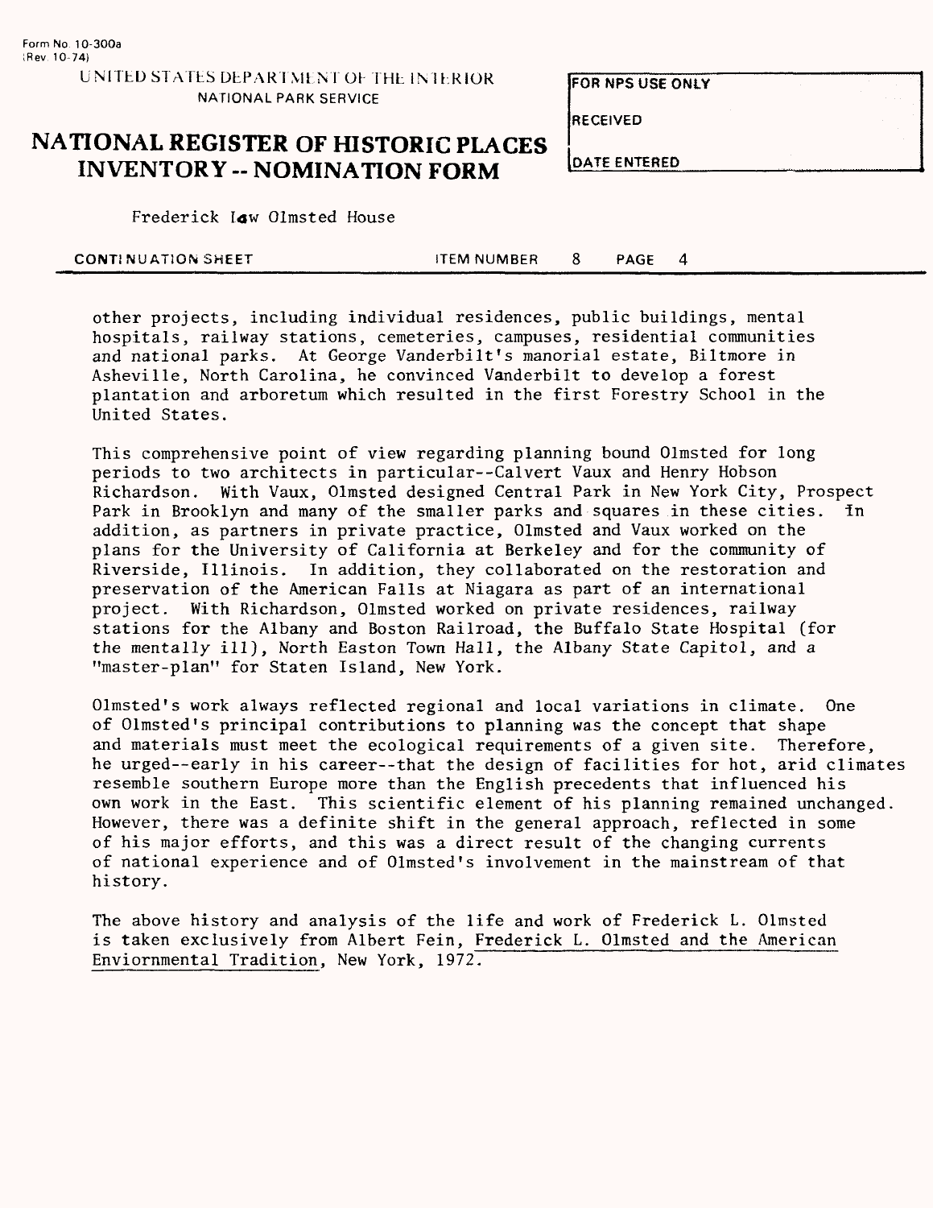other projects, including individual residences, public buildings, mental hospitals, railway stations, cemeteries, campuses, residential communities and national parks. At George Vanderbilt's manorial estate, Biltmore in Asheville, North Carolina, he convinced Vanderbilt to develop a forest plantation and arboretum which resulted in the first Forestry School in the United States.

This comprehensive point of view regarding planning bound Olmsted for long periods to two architects in particular--Calvert Vaux and Henry Hobson Richardson. With Vaux, Olmsted designed Central Park in New York City, Prospect Park in Brooklyn and many of the smaller parks and squares in these cities. In addition, as partners in private practice, Olmsted and Vaux worked on the plans for the University of California at Berkeley and for the community of Riverside, Illinois. In addition, they collaborated on the restoration and preservation of the American Falls at Niagara as part of an international project. With Richardson, Olmsted worked on private residences, railway stations for the Albany and Boston Railroad, the Buffalo State Hospital (for the mentally ill), North Easton Town Hall, the Albany State Capitol, and a "master-plan" for Staten Island, New York.

Olmsted's work always reflected regional and local variations in climate. One of Olmsted's principal contributions to planning was the concept that shape and materials must meet the ecological requirements of a given site. Therefore, he urged--early in his career--that the design of facilities for hot, arid climates resemble southern Europe more than the English precedents that influenced his own work in the East. This scientific element of his planning remained unchanged. However, there was a definite shift in the general approach, reflected in some of his major efforts, and this was a direct result of the changing currents of national experience and of Olmsted's involvement in the mainstream of that history.

The above history and analysis of the life and work of Frederick L. Olmsted is taken exclusively from Albert Fein, Frederick L. Olmsted and the American Enviornmental Tradition, New York, 1972.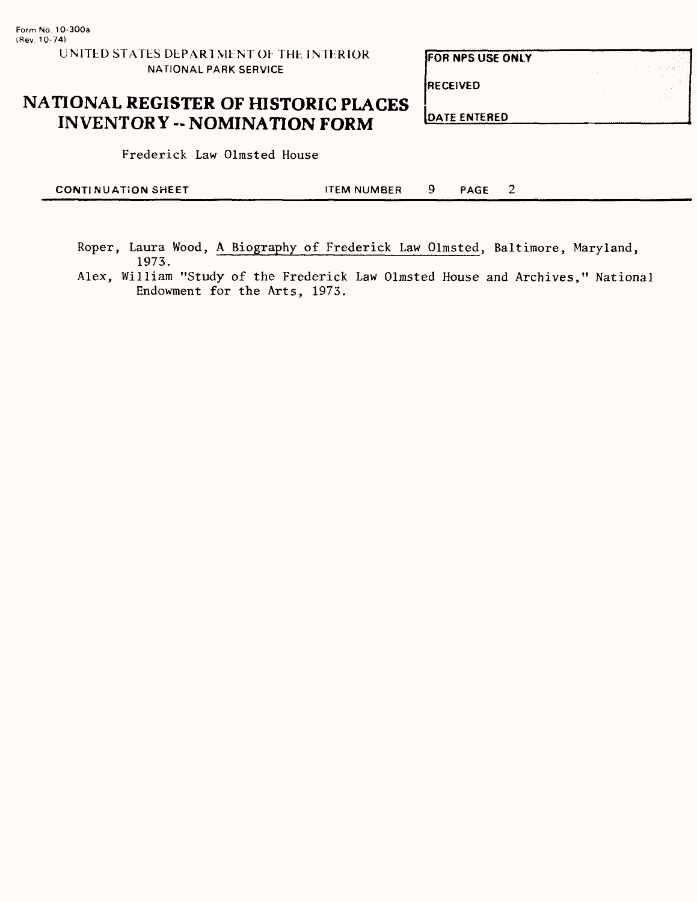Form No. 10-300a
(Rev. 10-74)

UNITED STATES DEPARTMENT OF THE INTERIOR
NATIONAL PARK SERVICE

# NATIONAL REGISTER OF HISTORIC PLACES INVENTORY -- NOMINATION FORM

| FOR NPS USE ONLY |
| --- |
| RECEIVED |
| DATE ENTERED |

Frederick Law Olmsted House

CONTINUATION SHEET ITEM NUMBER 9 PAGE 2

Roper, Laura Wood, A Biography of Frederick Law Olmsted, Baltimore, Maryland, 1973.

Alex, William "Study of the Frederick Law Olmsted House and Archives," National Endowment for the Arts, 1973.